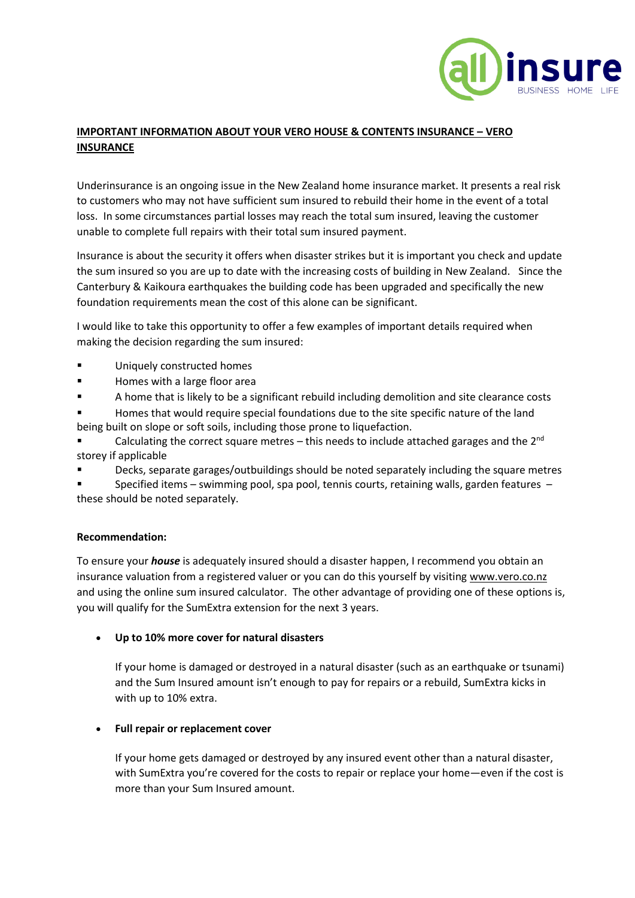**IMPORTANT INFORMATION ABOUT YOUR VERO HOUSE & CONTENTS INSURANCE – VERO INSURANCE**

Underinsurance is an ongoing issue in the New Zealand home insurance market. It presents a real risk to customers who may not have sufficient sum insured to rebuild their home in the event of a total loss. In some circumstances partial losses may reach the total sum insured, leaving the customer unable to complete full repairs with their total sum insured payment.

Insurance is about the security it offers when disaster strikes but it is important you check and update the sum insured so you are up to date with the increasing costs of building in New Zealand. Since the Canterbury & Kaikoura earthquakes the building code has been upgraded and specifically the new foundation requirements mean the cost of this alone can be significant.

I would like to take this opportunity to offer a few examples of important details required when making the decision regarding the sum insured:

- Uniquely constructed homes
- Homes with a large floor area
- A home that is likely to be a significant rebuild including demolition and site clearance costs
- Homes that would require special foundations due to the site specific nature of the land being built on slope or soft soils, including those prone to liquefaction.
- Calculating the correct square metres – this needs to include attached garages and the 2nd storey if applicable
- Decks, separate garages/outbuildings should be noted separately including the square metres
- Specified items – swimming pool, spa pool, tennis courts, retaining walls, garden features – these should be noted separately.

**Recommendation:**

To ensure your ***house*** is adequately insured should a disaster happen, I recommend you obtain an insurance valuation from a registered valuer or you can do this yourself by visiting www.vero.co.nz and using the online sum insured calculator. The other advantage of providing one of these options is, you will qualify for the SumExtra extension for the next 3 years.

- **Up to 10% more cover for natural disasters**

  If your home is damaged or destroyed in a natural disaster (such as an earthquake or tsunami) and the Sum Insured amount isn't enough to pay for repairs or a rebuild, SumExtra kicks in with up to 10% extra.

- **Full repair or replacement cover**

  If your home gets damaged or destroyed by any insured event other than a natural disaster, with SumExtra you're covered for the costs to repair or replace your home—even if the cost is more than your Sum Insured amount.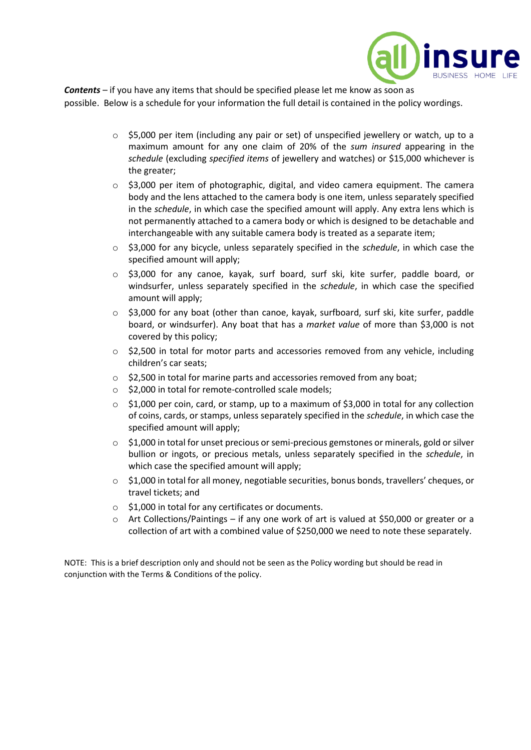***Contents*** – if you have any items that should be specified please let me know as soon as possible. Below is a schedule for your information the full detail is contained in the policy wordings.

- $5,000 per item (including any pair or set) of unspecified jewellery or watch, up to a maximum amount for any one claim of 20% of the *sum insured* appearing in the *schedule* (excluding *specified items* of jewellery and watches) or $15,000 whichever is the greater;
- $3,000 per item of photographic, digital, and video camera equipment. The camera body and the lens attached to the camera body is one item, unless separately specified in the *schedule*, in which case the specified amount will apply. Any extra lens which is not permanently attached to a camera body or which is designed to be detachable and interchangeable with any suitable camera body is treated as a separate item;
- $3,000 for any bicycle, unless separately specified in the *schedule*, in which case the specified amount will apply;
- $3,000 for any canoe, kayak, surf board, surf ski, kite surfer, paddle board, or windsurfer, unless separately specified in the *schedule*, in which case the specified amount will apply;
- $3,000 for any boat (other than canoe, kayak, surfboard, surf ski, kite surfer, paddle board, or windsurfer). Any boat that has a *market value* of more than $3,000 is not covered by this policy;
- $2,500 in total for motor parts and accessories removed from any vehicle, including children's car seats;
- $2,500 in total for marine parts and accessories removed from any boat;
- $2,000 in total for remote-controlled scale models;
- $1,000 per coin, card, or stamp, up to a maximum of $3,000 in total for any collection of coins, cards, or stamps, unless separately specified in the *schedule*, in which case the specified amount will apply;
- $1,000 in total for unset precious or semi-precious gemstones or minerals, gold or silver bullion or ingots, or precious metals, unless separately specified in the *schedule*, in which case the specified amount will apply;
- $1,000 in total for all money, negotiable securities, bonus bonds, travellers' cheques, or travel tickets; and
- $1,000 in total for any certificates or documents.
- Art Collections/Paintings – if any one work of art is valued at $50,000 or greater or a collection of art with a combined value of $250,000 we need to note these separately.

NOTE: This is a brief description only and should not be seen as the Policy wording but should be read in conjunction with the Terms & Conditions of the policy.